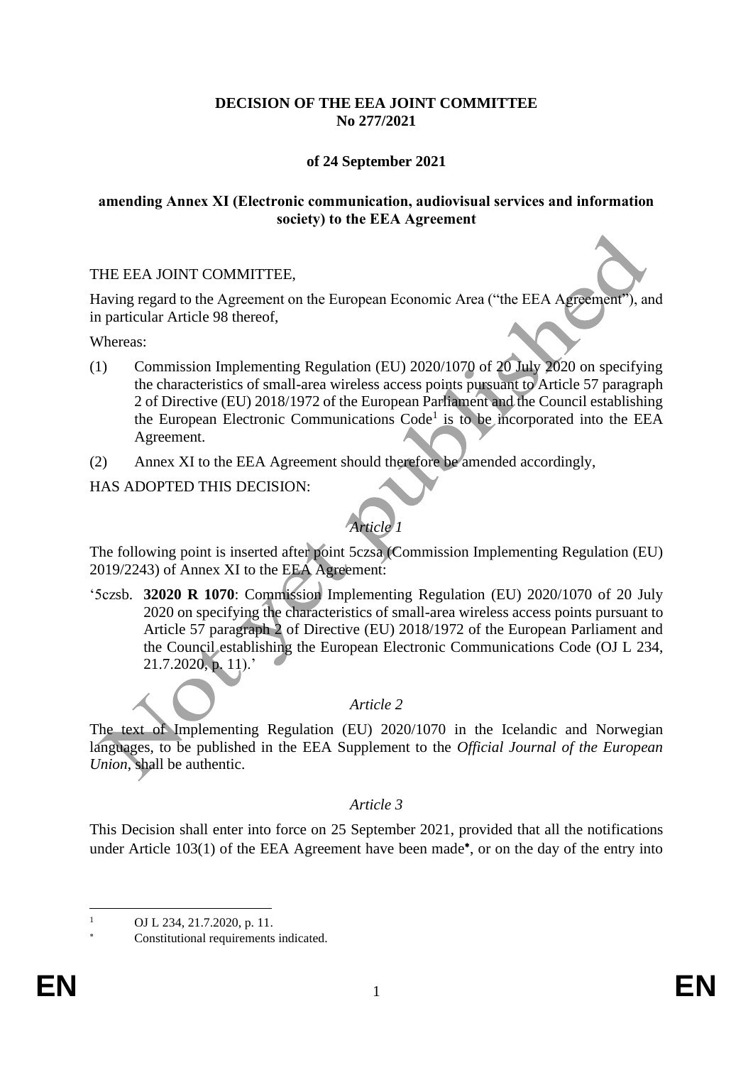**DECISION OF THE EEA JOINT COMMITTEE**
**No 277/2021**

**of 24 September 2021**

**amending Annex XI (Electronic communication, audiovisual services and information society) to the EEA Agreement**

THE EEA JOINT COMMITTEE,

Having regard to the Agreement on the European Economic Area ("the EEA Agreement"), and in particular Article 98 thereof,

Whereas:

(1) Commission Implementing Regulation (EU) 2020/1070 of 20 July 2020 on specifying the characteristics of small-area wireless access points pursuant to Article 57 paragraph 2 of Directive (EU) 2018/1972 of the European Parliament and the Council establishing the European Electronic Communications Code[1] is to be incorporated into the EEA Agreement.

(2) Annex XI to the EEA Agreement should therefore be amended accordingly,

HAS ADOPTED THIS DECISION:

*Article 1*

The following point is inserted after point 5czsa (Commission Implementing Regulation (EU) 2019/2243) of Annex XI to the EEA Agreement:

'5czsb. **32020 R 1070**: Commission Implementing Regulation (EU) 2020/1070 of 20 July 2020 on specifying the characteristics of small-area wireless access points pursuant to Article 57 paragraph 2 of Directive (EU) 2018/1972 of the European Parliament and the Council establishing the European Electronic Communications Code (OJ L 234, 21.7.2020, p. 11).'

*Article 2*

The text of Implementing Regulation (EU) 2020/1070 in the Icelandic and Norwegian languages, to be published in the EEA Supplement to the *Official Journal of the European Union*, shall be authentic.

*Article 3*

This Decision shall enter into force on 25 September 2021, provided that all the notifications under Article 103(1) of the EEA Agreement have been made*, or on the day of the entry into

---

[1] OJ L 234, 21.7.2020, p. 11.

* Constitutional requirements indicated.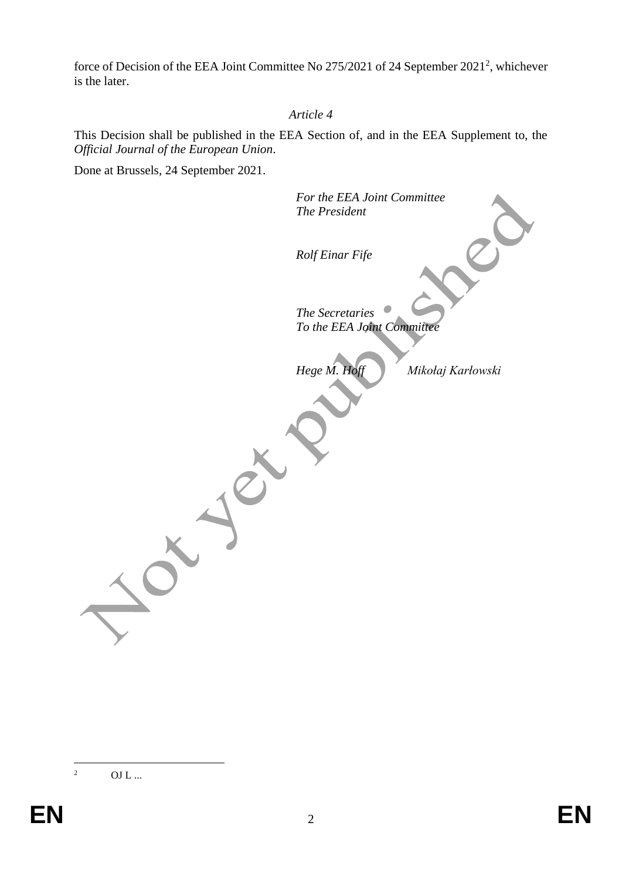force of Decision of the EEA Joint Committee No 275/2021 of 24 September 2021[2], whichever is the later.

*Article 4*

This Decision shall be published in the EEA Section of, and in the EEA Supplement to, the *Official Journal of the European Union*.

Done at Brussels, 24 September 2021.

*For the EEA Joint Committee*
*The President*

*Rolf Einar Fife*

*The Secretaries*
*To the EEA Joint Committee*

*Hege M. Hoff* *Mikołaj Karłowski*

Not yet published

[2] OJ L ...